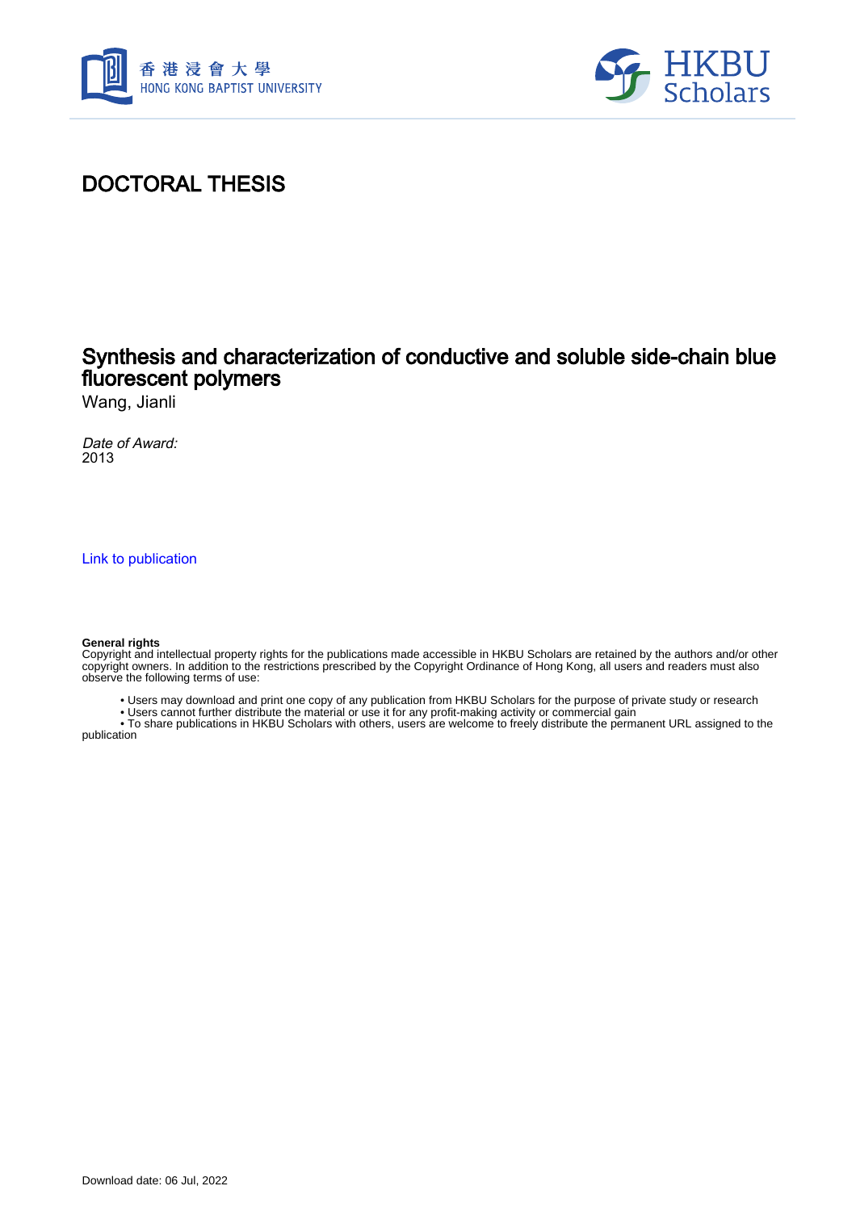# DOCTORAL THESIS

## Synthesis and characterization of conductive and soluble side-chain blue fluorescent polymers

Wang, Jianli

*Date of Award:*
2013

[Link to publication](#)

**General rights**
Copyright and intellectual property rights for the publications made accessible in HKBU Scholars are retained by the authors and/or other copyright owners. In addition to the restrictions prescribed by the Copyright Ordinance of Hong Kong, all users and readers must also observe the following terms of use:

- Users may download and print one copy of any publication from HKBU Scholars for the purpose of private study or research
- Users cannot further distribute the material or use it for any profit-making activity or commercial gain
- To share publications in HKBU Scholars with others, users are welcome to freely distribute the permanent URL assigned to the publication

Download date: 06 Jul, 2022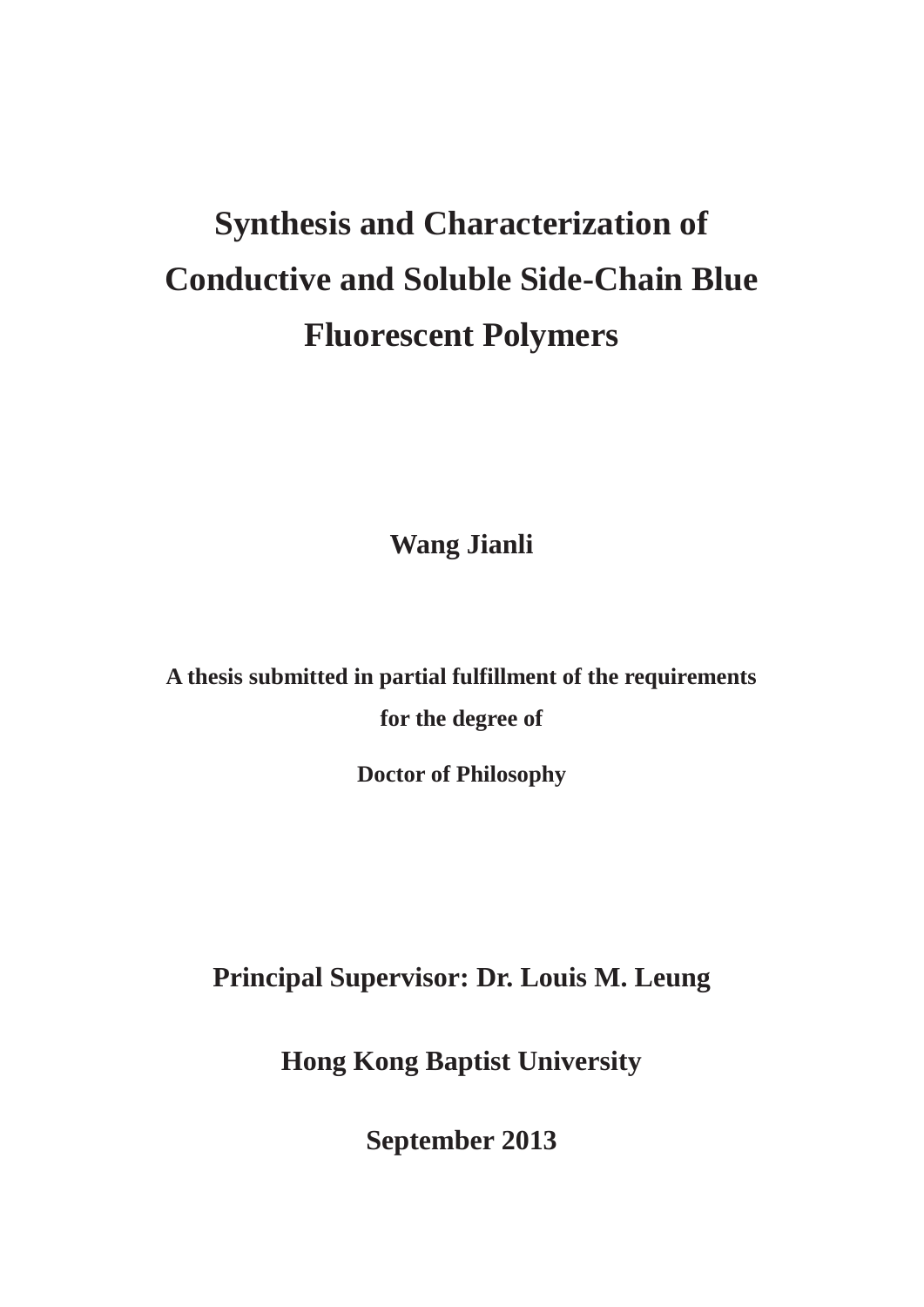# Synthesis and Characterization of Conductive and Soluble Side-Chain Blue Fluorescent Polymers

**Wang Jianli**

**A thesis submitted in partial fulfillment of the requirements for the degree of**

**Doctor of Philosophy**

**Principal Supervisor: Dr. Louis M. Leung**

**Hong Kong Baptist University**

**September 2013**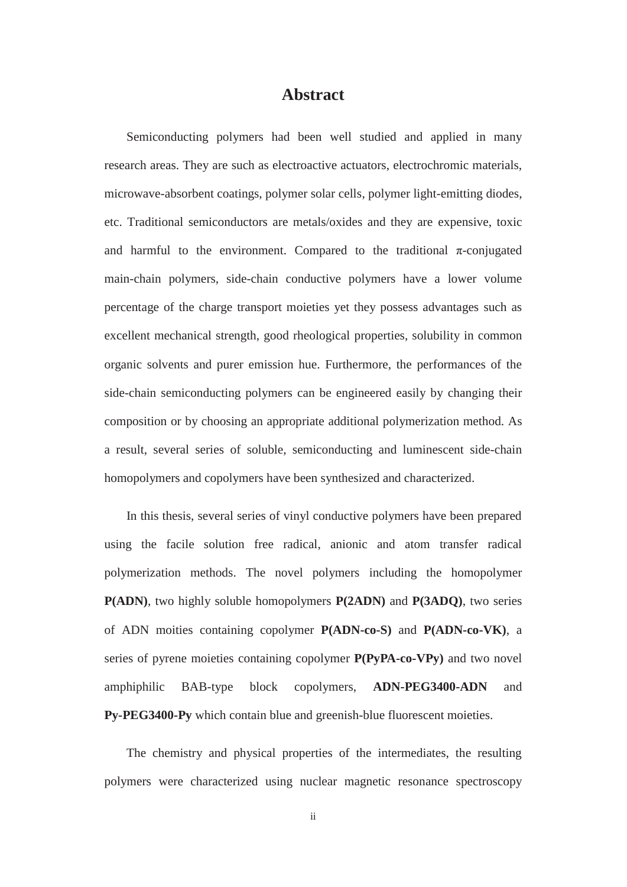# Abstract

Semiconducting polymers had been well studied and applied in many research areas. They are such as electroactive actuators, electrochromic materials, microwave-absorbent coatings, polymer solar cells, polymer light-emitting diodes, etc. Traditional semiconductors are metals/oxides and they are expensive, toxic and harmful to the environment. Compared to the traditional π-conjugated main-chain polymers, side-chain conductive polymers have a lower volume percentage of the charge transport moieties yet they possess advantages such as excellent mechanical strength, good rheological properties, solubility in common organic solvents and purer emission hue. Furthermore, the performances of the side-chain semiconducting polymers can be engineered easily by changing their composition or by choosing an appropriate additional polymerization method. As a result, several series of soluble, semiconducting and luminescent side-chain homopolymers and copolymers have been synthesized and characterized.

In this thesis, several series of vinyl conductive polymers have been prepared using the facile solution free radical, anionic and atom transfer radical polymerization methods. The novel polymers including the homopolymer **P(ADN)**, two highly soluble homopolymers **P(2ADN)** and **P(3ADQ)**, two series of ADN moities containing copolymer **P(ADN-co-S)** and **P(ADN-co-VK)**, a series of pyrene moieties containing copolymer **P(PyPA-co-VPy)** and two novel amphiphilic BAB-type block copolymers, **ADN-PEG3400-ADN** and **Py-PEG3400-Py** which contain blue and greenish-blue fluorescent moieties.

The chemistry and physical properties of the intermediates, the resulting polymers were characterized using nuclear magnetic resonance spectroscopy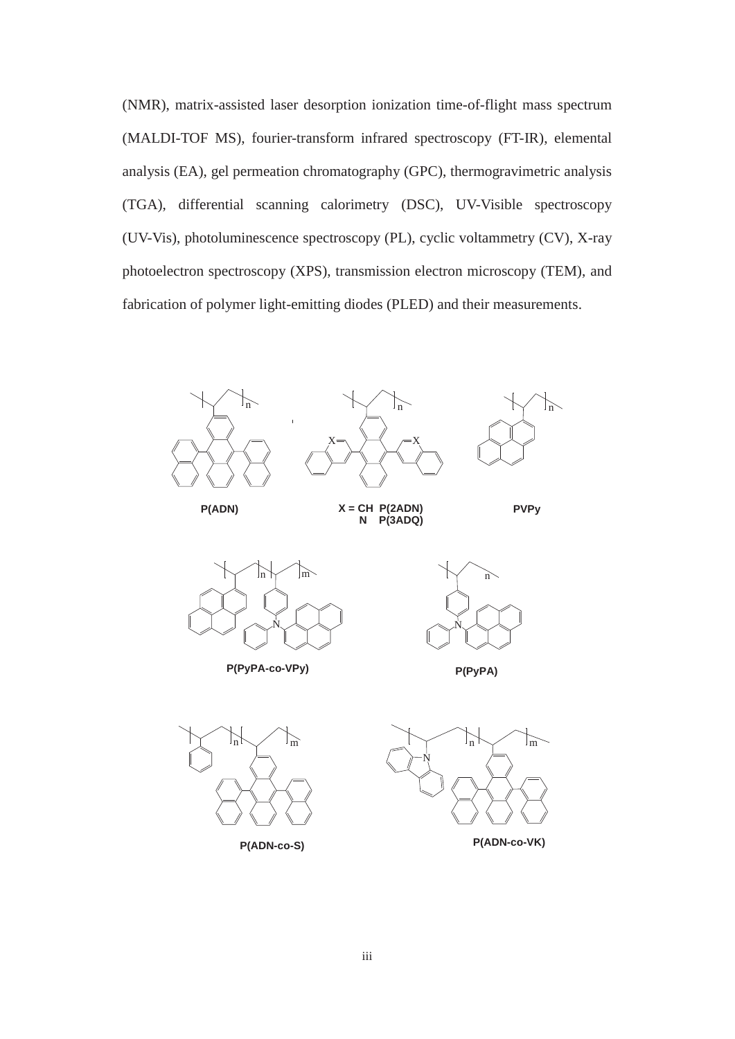(NMR), matrix-assisted laser desorption ionization time-of-flight mass spectrum (MALDI-TOF MS), fourier-transform infrared spectroscopy (FT-IR), elemental analysis (EA), gel permeation chromatography (GPC), thermogravimetric analysis (TGA), differential scanning calorimetry (DSC), UV-Visible spectroscopy (UV-Vis), photoluminescence spectroscopy (PL), cyclic voltammetry (CV), X-ray photoelectron spectroscopy (XPS), transmission electron microscopy (TEM), and fabrication of polymer light-emitting diodes (PLED) and their measurements.

**P(ADN)**

**X = CH P(2ADN)**
**N P(3ADQ)**

**PVPy**

**P(PyPA-co-VPy)**

**P(PyPA)**

**P(ADN-co-S)**

**P(ADN-co-VK)**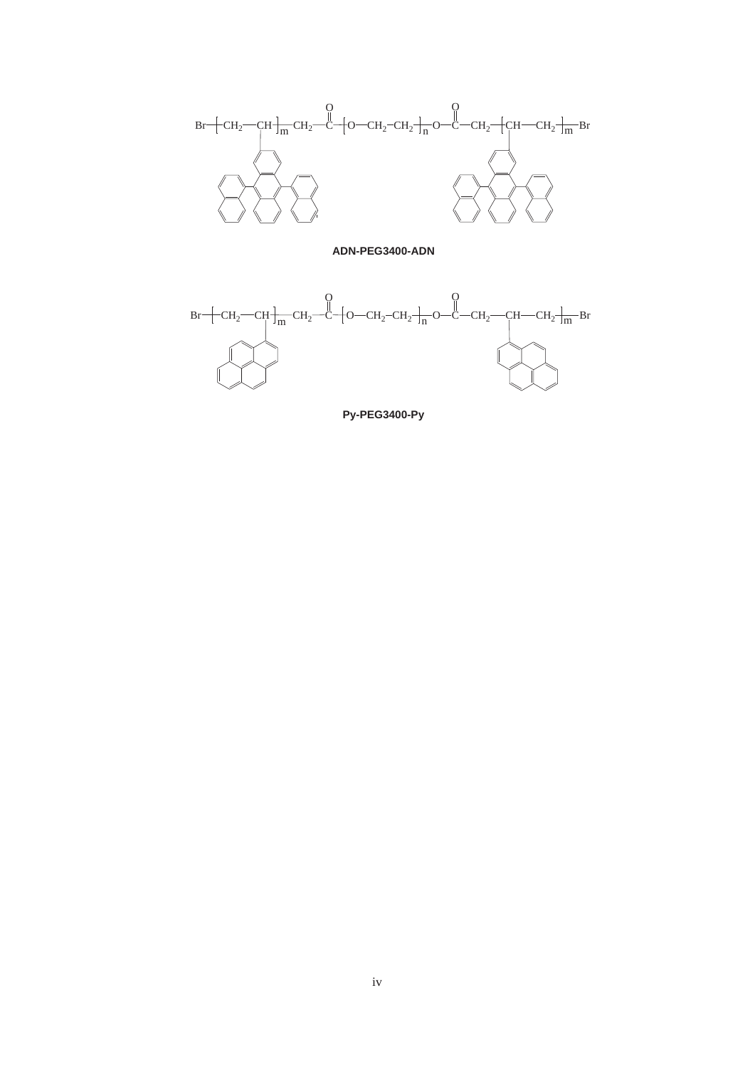Br—[CH$_2$—CH]$_m$—CH$_2$—C(=O)—[O—CH$_2$—CH$_2$]$_n$—O—C(=O)—CH$_2$—[CH—CH$_2$]$_m$—Br

**ADN-PEG3400-ADN**

Br—[CH$_2$—CH]$_m$—CH$_2$—C(=O)—[O—CH$_2$—CH$_2$]$_n$—O—C(=O)—CH$_2$—CH—CH$_2$]$_m$—Br

**Py-PEG3400-Py**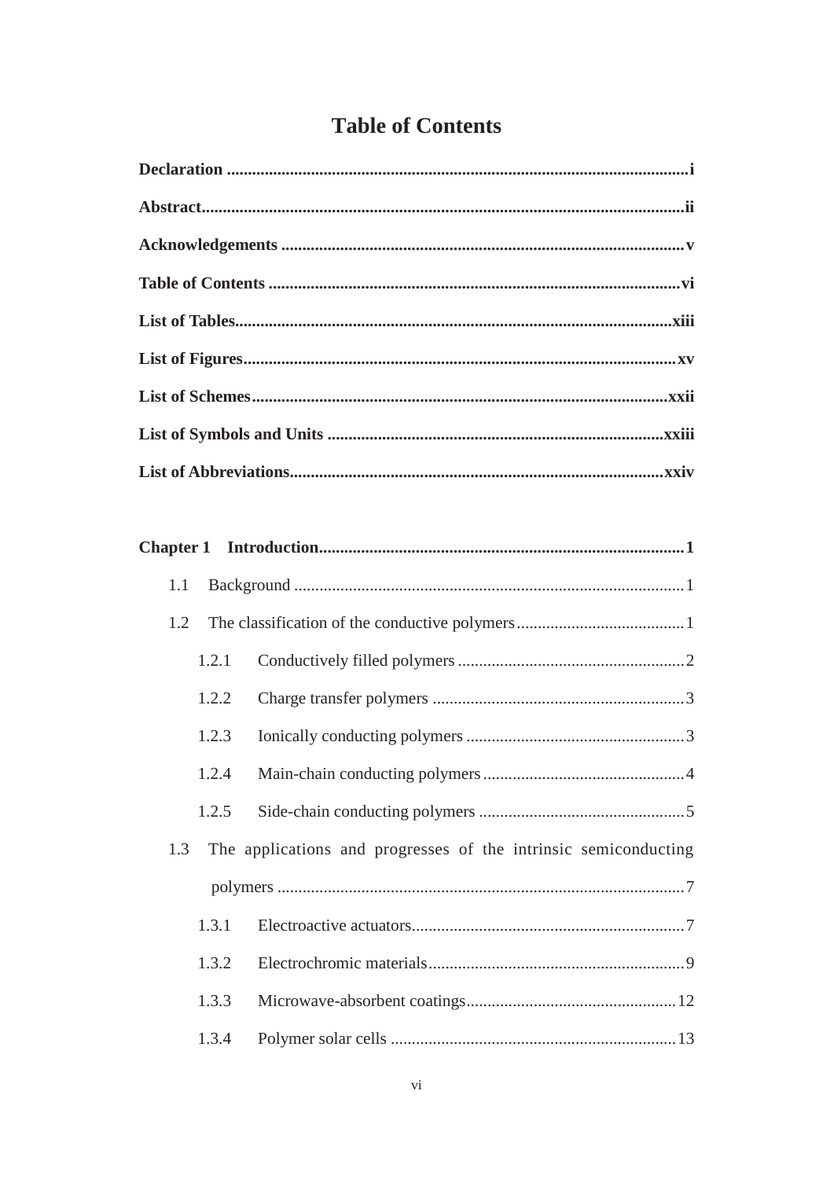# Table of Contents

**Declaration ............................................................................................................ i**

**Abstract.................................................................................................................. ii**

**Acknowledgements ............................................................................................... v**

**Table of Contents ................................................................................................. vi**

**List of Tables...................................................................................................... xiii**

**List of Figures ...................................................................................................... xv**

**List of Schemes .................................................................................................. xxii**

**List of Symbols and Units ................................................................................ xxiii**

**List of Abbreviations........................................................................................ xxiv**

**Chapter 1 Introduction...................................................................................... 1**

1.1 Background ........................................................................................... 1

1.2 The classification of the conductive polymers ........................................ 1

1.2.1 Conductively filled polymers ..................................................... 2

1.2.2 Charge transfer polymers ........................................................... 3

1.2.3 Ionically conducting polymers ................................................... 3

1.2.4 Main-chain conducting polymers ............................................... 4

1.2.5 Side-chain conducting polymers ................................................ 5

1.3 The applications and progresses of the intrinsic semiconducting polymers ................................................................................................ 7

1.3.1 Electroactive actuators................................................................ 7

1.3.2 Electrochromic materials ............................................................ 9

1.3.3 Microwave-absorbent coatings................................................. 12

1.3.4 Polymer solar cells ................................................................... 13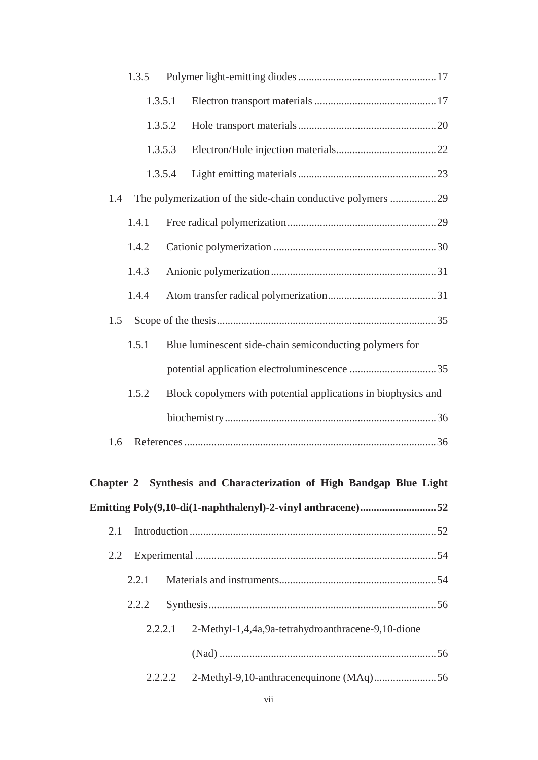1.3.5 Polymer light-emitting diodes ........................................ 17

1.3.5.1 Electron transport materials ........................................ 17

1.3.5.2 Hole transport materials ........................................ 20

1.3.5.3 Electron/Hole injection materials ........................................ 22

1.3.5.4 Light emitting materials ........................................ 23

1.4 The polymerization of the side-chain conductive polymers ........................................ 29

1.4.1 Free radical polymerization ........................................ 29

1.4.2 Cationic polymerization ........................................ 30

1.4.3 Anionic polymerization ........................................ 31

1.4.4 Atom transfer radical polymerization ........................................ 31

1.5 Scope of the thesis ........................................ 35

1.5.1 Blue luminescent side-chain semiconducting polymers for potential application electroluminescence ........................................ 35

1.5.2 Block copolymers with potential applications in biophysics and biochemistry ........................................ 36

1.6 References ........................................ 36

**Chapter 2 Synthesis and Characterization of High Bandgap Blue Light Emitting Poly(9,10-di(1-naphthalenyl)-2-vinyl anthracene) ........................................ 52**

2.1 Introduction ........................................ 52

2.2 Experimental ........................................ 54

2.2.1 Materials and instruments ........................................ 54

2.2.2 Synthesis ........................................ 56

2.2.2.1 2-Methyl-1,4,4a,9a-tetrahydroanthracene-9,10-dione (Nad) ........................................ 56

2.2.2.2 2-Methyl-9,10-anthracenequinone (MAq) ........................................ 56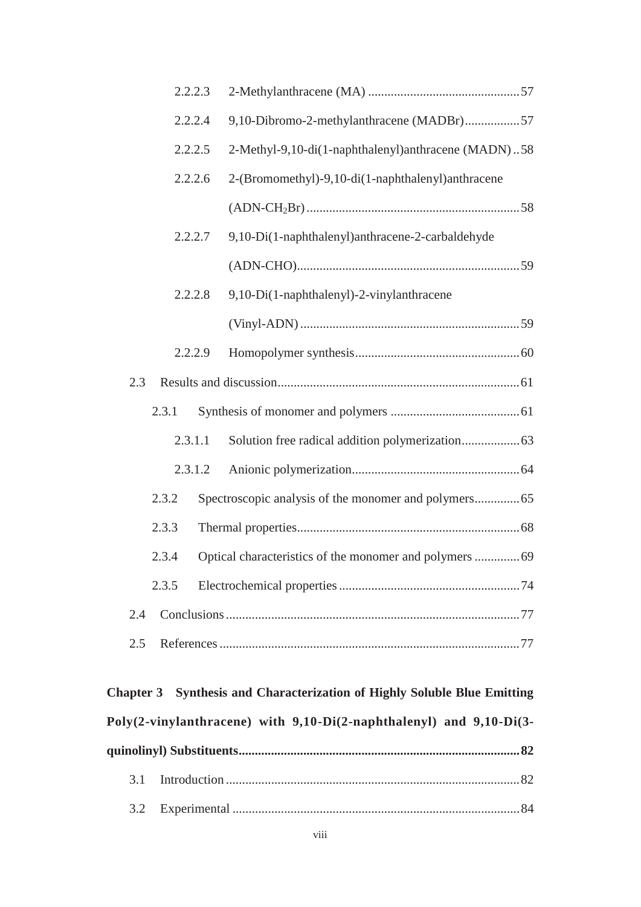2.2.2.3 2-Methylanthracene (MA) ............................................... 57

2.2.2.4 9,10-Dibromo-2-methylanthracene (MADBr) ................. 57

2.2.2.5 2-Methyl-9,10-di(1-naphthalenyl)anthracene (MADN) .. 58

2.2.2.6 2-(Bromomethyl)-9,10-di(1-naphthalenyl)anthracene ($ADN\text{-}CH_2Br$) .................................................................. 58

2.2.2.7 9,10-Di(1-naphthalenyl)anthracene-2-carbaldehyde (ADN-CHO) ..................................................................... 59

2.2.2.8 9,10-Di(1-naphthalenyl)-2-vinylanthracene (Vinyl-ADN) .................................................................... 59

2.2.2.9 Homopolymer synthesis ................................................... 60

2.3 Results and discussion ........................................................................... 61

2.3.1 Synthesis of monomer and polymers ........................................ 61

2.3.1.1 Solution free radical addition polymerization .................. 63

2.3.1.2 Anionic polymerization .................................................... 64

2.3.2 Spectroscopic analysis of the monomer and polymers .............. 65

2.3.3 Thermal properties ..................................................................... 68

2.3.4 Optical characteristics of the monomer and polymers .............. 69

2.3.5 Electrochemical properties ........................................................ 74

2.4 Conclusions ........................................................................................... 77

2.5 References ............................................................................................. 77

**Chapter 3 Synthesis and Characterization of Highly Soluble Blue Emitting Poly(2-vinylanthracene) with 9,10-Di(2-naphthalenyl) and 9,10-Di(3-quinolinyl) Substituents ....................................................................................... 82**

3.1 Introduction ........................................................................................... 82

3.2 Experimental ......................................................................................... 84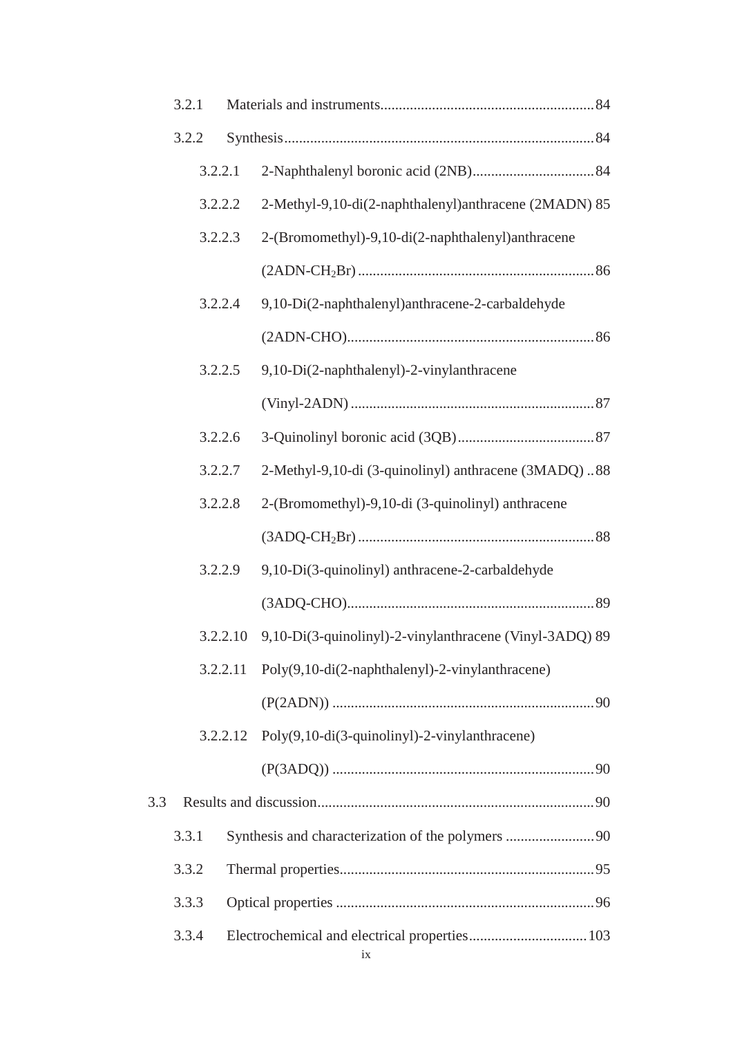3.2.1 Materials and instruments .......... 84

3.2.2 Synthesis .......... 84

3.2.2.1 2-Naphthalenyl boronic acid (2NB) .......... 84

3.2.2.2 2-Methyl-9,10-di(2-naphthalenyl)anthracene (2MADN) 85

3.2.2.3 2-(Bromomethyl)-9,10-di(2-naphthalenyl)anthracene ($2ADN-CH_2Br$) .......... 86

3.2.2.4 9,10-Di(2-naphthalenyl)anthracene-2-carbaldehyde (2ADN-CHO) .......... 86

3.2.2.5 9,10-Di(2-naphthalenyl)-2-vinylanthracene (Vinyl-2ADN) .......... 87

3.2.2.6 3-Quinolinyl boronic acid (3QB) .......... 87

3.2.2.7 2-Methyl-9,10-di (3-quinolinyl) anthracene (3MADQ) .. 88

3.2.2.8 2-(Bromomethyl)-9,10-di (3-quinolinyl) anthracene ($3ADQ-CH_2Br$) .......... 88

3.2.2.9 9,10-Di(3-quinolinyl) anthracene-2-carbaldehyde (3ADQ-CHO) .......... 89

3.2.2.10 9,10-Di(3-quinolinyl)-2-vinylanthracene (Vinyl-3ADQ) 89

3.2.2.11 Poly(9,10-di(2-naphthalenyl)-2-vinylanthracene) (P(2ADN)) .......... 90

3.2.2.12 Poly(9,10-di(3-quinolinyl)-2-vinylanthracene) (P(3ADQ)) .......... 90

3.3 Results and discussion .......... 90

3.3.1 Synthesis and characterization of the polymers .......... 90

3.3.2 Thermal properties .......... 95

3.3.3 Optical properties .......... 96

3.3.4 Electrochemical and electrical properties .......... 103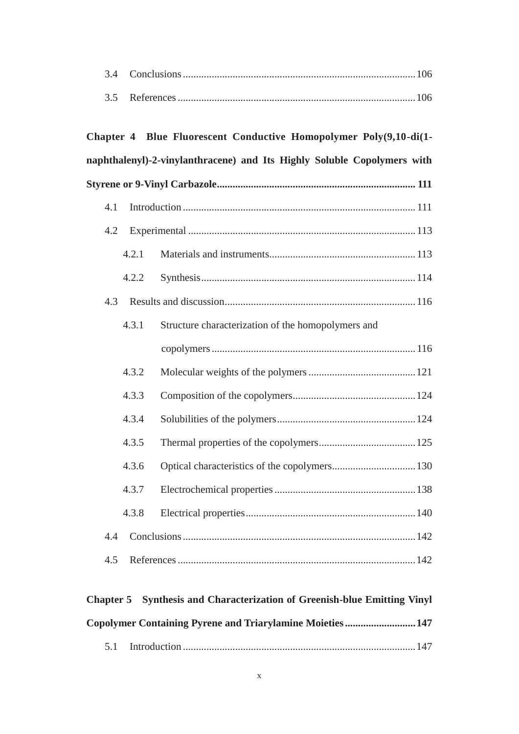3.4 Conclusions ........................................................................................ 106

3.5 References .......................................................................................... 106

**Chapter 4 Blue Fluorescent Conductive Homopolymer Poly(9,10-di(1-naphthalenyl)-2-vinylanthracene) and Its Highly Soluble Copolymers with Styrene or 9-Vinyl Carbazole........................................................................... 111**

4.1 Introduction ........................................................................................ 111

4.2 Experimental ...................................................................................... 113

4.2.1 Materials and instruments........................................................ 113

4.2.2 Synthesis.................................................................................. 114

4.3 Results and discussion......................................................................... 116

4.3.1 Structure characterization of the homopolymers and copolymers ............................................................................. 116

4.3.2 Molecular weights of the polymers ......................................... 121

4.3.3 Composition of the copolymers............................................... 124

4.3.4 Solubilities of the polymers..................................................... 124

4.3.5 Thermal properties of the copolymers..................................... 125

4.3.6 Optical characteristics of the copolymers................................ 130

4.3.7 Electrochemical properties ...................................................... 138

4.3.8 Electrical properties................................................................. 140

4.4 Conclusions ........................................................................................ 142

4.5 References .......................................................................................... 142

**Chapter 5 Synthesis and Characterization of Greenish-blue Emitting Vinyl Copolymer Containing Pyrene and Triarylamine Moieties........................... 147**

5.1 Introduction ........................................................................................ 147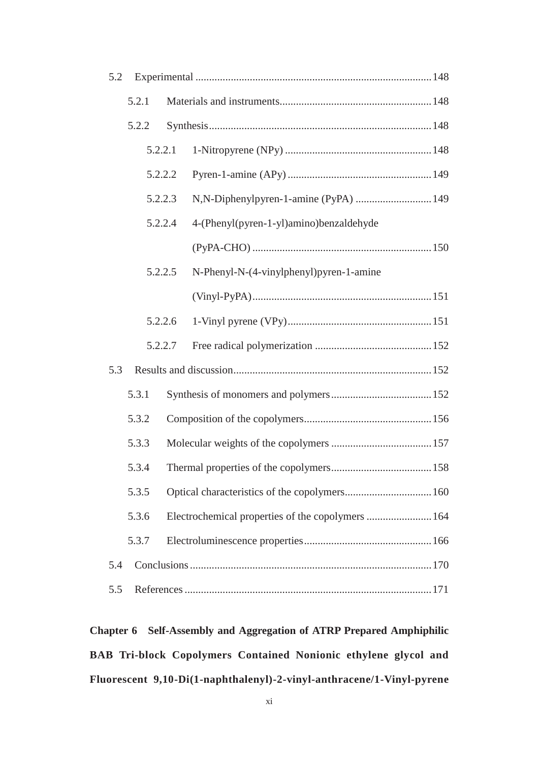5.2 Experimental ........................................................................................ 148

5.2.1 Materials and instruments........................................................ 148

5.2.2 Synthesis.................................................................................. 148

5.2.2.1 1-Nitropyrene (NPy) ...................................................... 148

5.2.2.2 Pyren-1-amine (APy) ..................................................... 149

5.2.2.3 N,N-Diphenylpyren-1-amine (PyPA) ............................ 149

5.2.2.4 4-(Phenyl(pyren-1-yl)amino)benzaldehyde (PyPA-CHO) .................................................................. 150

5.2.2.5 N-Phenyl-N-(4-vinylphenyl)pyren-1-amine (Vinyl-PyPA).................................................................. 151

5.2.2.6 1-Vinyl pyrene (VPy)..................................................... 151

5.2.2.7 Free radical polymerization ........................................... 152

5.3 Results and discussion.......................................................................... 152

5.3.1 Synthesis of monomers and polymers..................................... 152

5.3.2 Composition of the copolymers............................................... 156

5.3.3 Molecular weights of the copolymers ..................................... 157

5.3.4 Thermal properties of the copolymers..................................... 158

5.3.5 Optical characteristics of the copolymers................................ 160

5.3.6 Electrochemical properties of the copolymers ........................ 164

5.3.7 Electroluminescence properties............................................... 166

5.4 Conclusions.......................................................................................... 170

5.5 References............................................................................................ 171

**Chapter 6 Self-Assembly and Aggregation of ATRP Prepared Amphiphilic BAB Tri-block Copolymers Contained Nonionic ethylene glycol and Fluorescent 9,10-Di(1-naphthalenyl)-2-vinyl-anthracene/1-Vinyl-pyrene**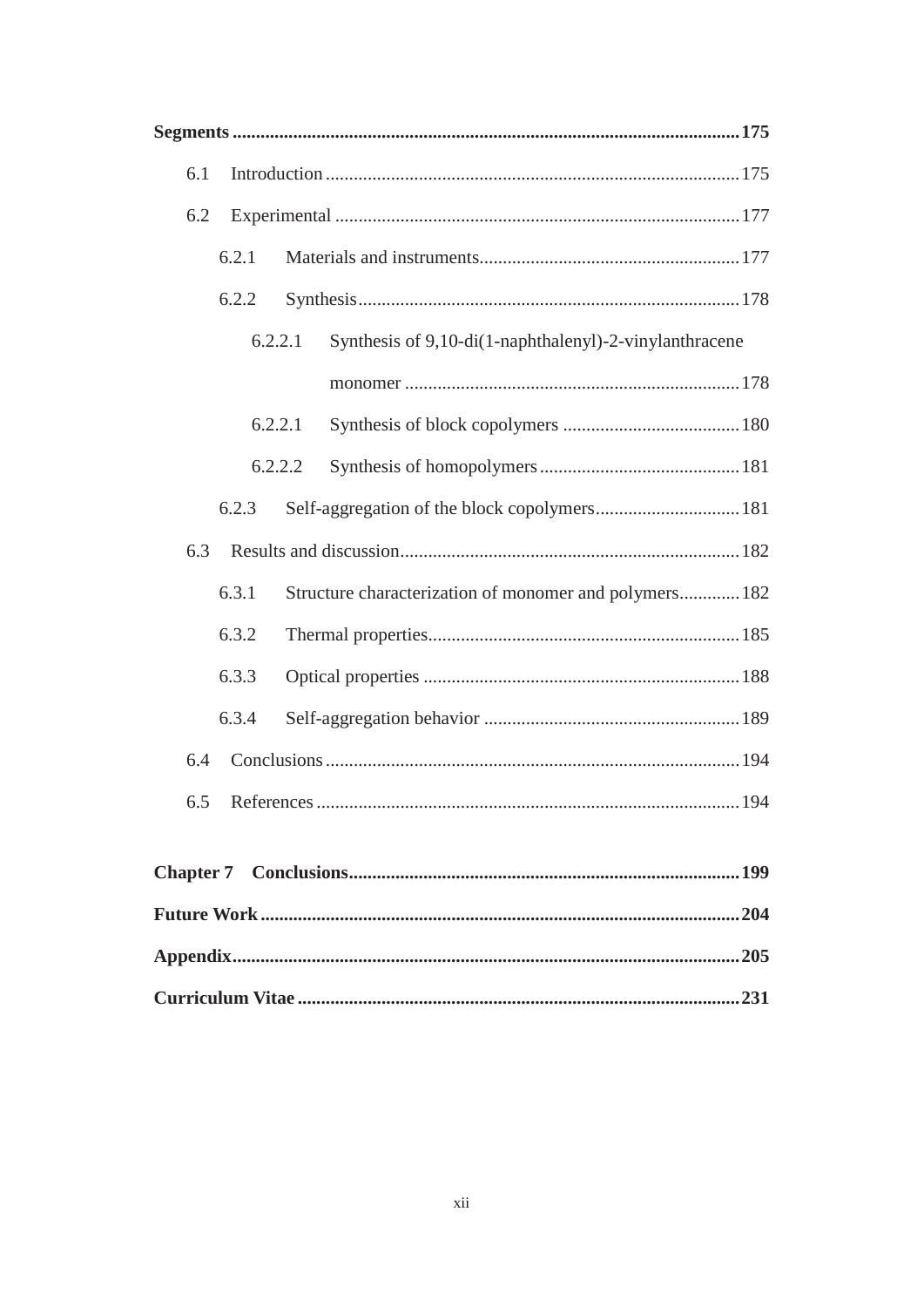**Segments ..........................................................................................................175**

6.1 Introduction ........................................................................................175

6.2 Experimental ......................................................................................177

6.2.1 Materials and instruments........................................................177

6.2.2 Synthesis..................................................................................178

6.2.2.1 Synthesis of 9,10-di(1-naphthalenyl)-2-vinylanthracene monomer ........................................................................178

6.2.2.1 Synthesis of block copolymers ......................................180

6.2.2.2 Synthesis of homopolymers...........................................181

6.2.3 Self-aggregation of the block copolymers...............................181

6.3 Results and discussion........................................................................182

6.3.1 Structure characterization of monomer and polymers.............182

6.3.2 Thermal properties...................................................................185

6.3.3 Optical properties ....................................................................188

6.3.4 Self-aggregation behavior .......................................................189

6.4 Conclusions ........................................................................................194

6.5 References ..........................................................................................194

**Chapter 7 Conclusions...................................................................................199**

**Future Work .....................................................................................................204**

**Appendix...........................................................................................................205**

**Curriculum Vitae .............................................................................................231**